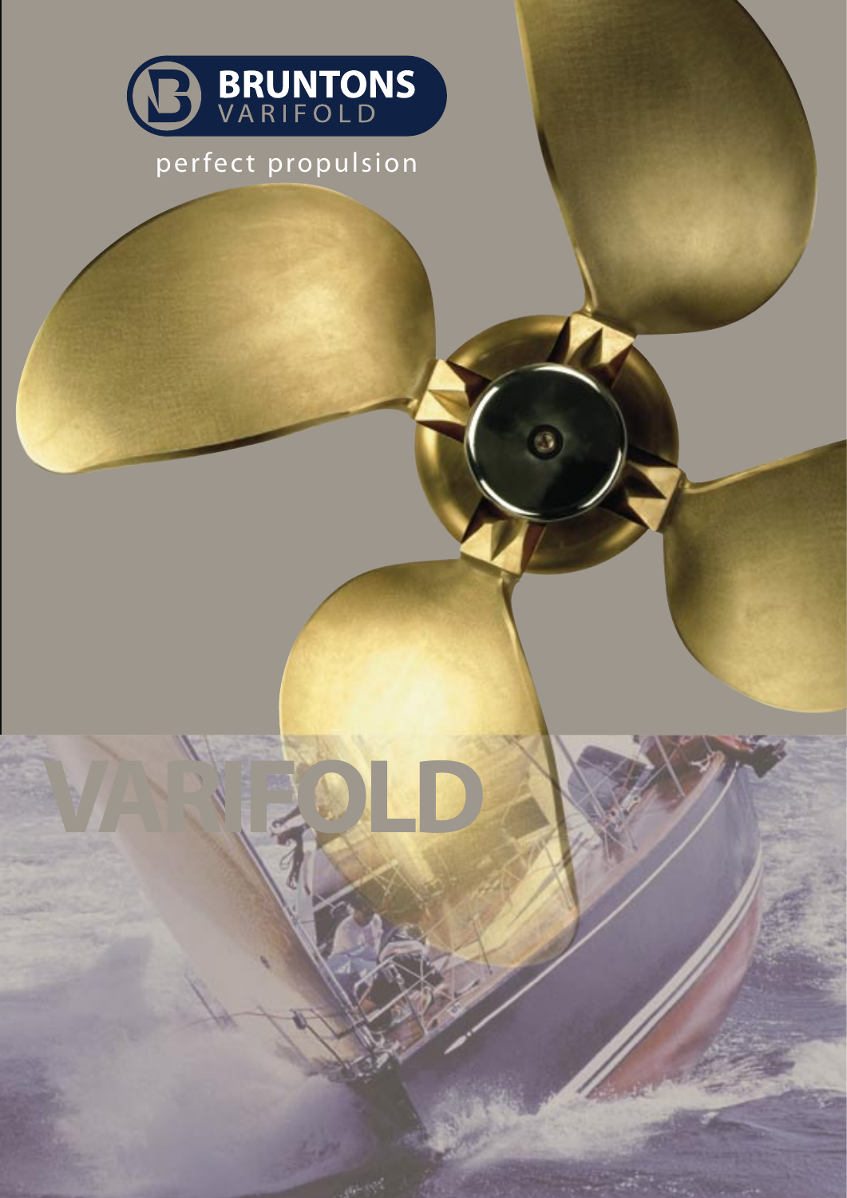BRUNTONS
VARIFOLD

perfect propulsion

# VARIFOLD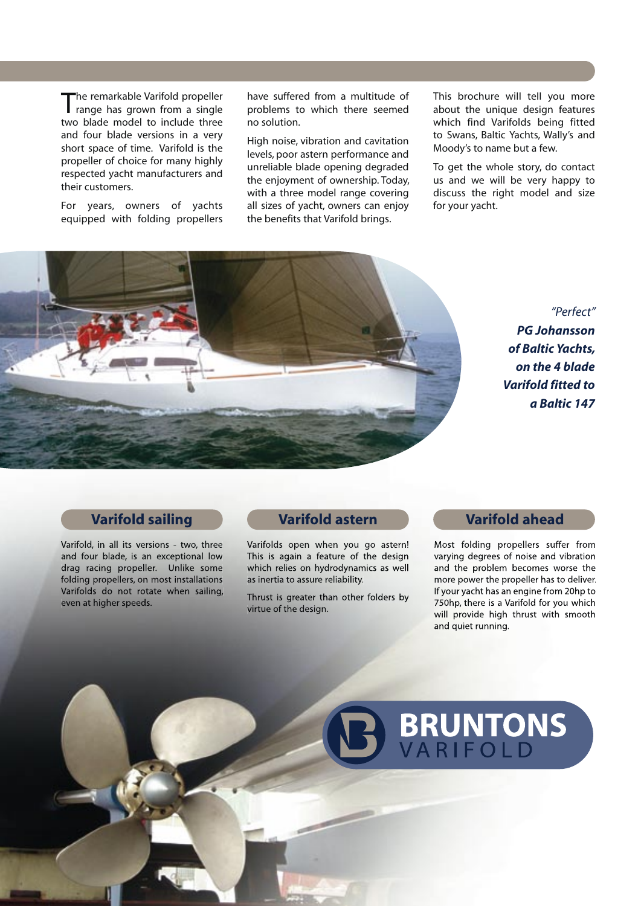The remarkable Varifold propeller range has grown from a single two blade model to include three and four blade versions in a very short space of time. Varifold is the propeller of choice for many highly respected yacht manufacturers and their customers.

For years, owners of yachts equipped with folding propellers have suffered from a multitude of problems to which there seemed no solution.

High noise, vibration and cavitation levels, poor astern performance and unreliable blade opening degraded the enjoyment of ownership. Today, with a three model range covering all sizes of yacht, owners can enjoy the benefits that Varifold brings.

This brochure will tell you more about the unique design features which find Varifolds being fitted to Swans, Baltic Yachts, Wally's and Moody's to name but a few.

To get the whole story, do contact us and we will be very happy to discuss the right model and size for your yacht.

*"Perfect"*
***PG Johansson of Baltic Yachts, on the 4 blade Varifold fitted to a Baltic 147***

## Varifold sailing

Varifold, in all its versions - two, three and four blade, is an exceptional low drag racing propeller. Unlike some folding propellers, on most installations Varifolds do not rotate when sailing, even at higher speeds.

## Varifold astern

Varifolds open when you go astern! This is again a feature of the design which relies on hydrodynamics as well as inertia to assure reliability.

Thrust is greater than other folders by virtue of the design.

## Varifold ahead

Most folding propellers suffer from varying degrees of noise and vibration and the problem becomes worse the more power the propeller has to deliver. If your yacht has an engine from 20hp to 750hp, there is a Varifold for you which will provide high thrust with smooth and quiet running.

**BRUNTONS**
VARIFOLD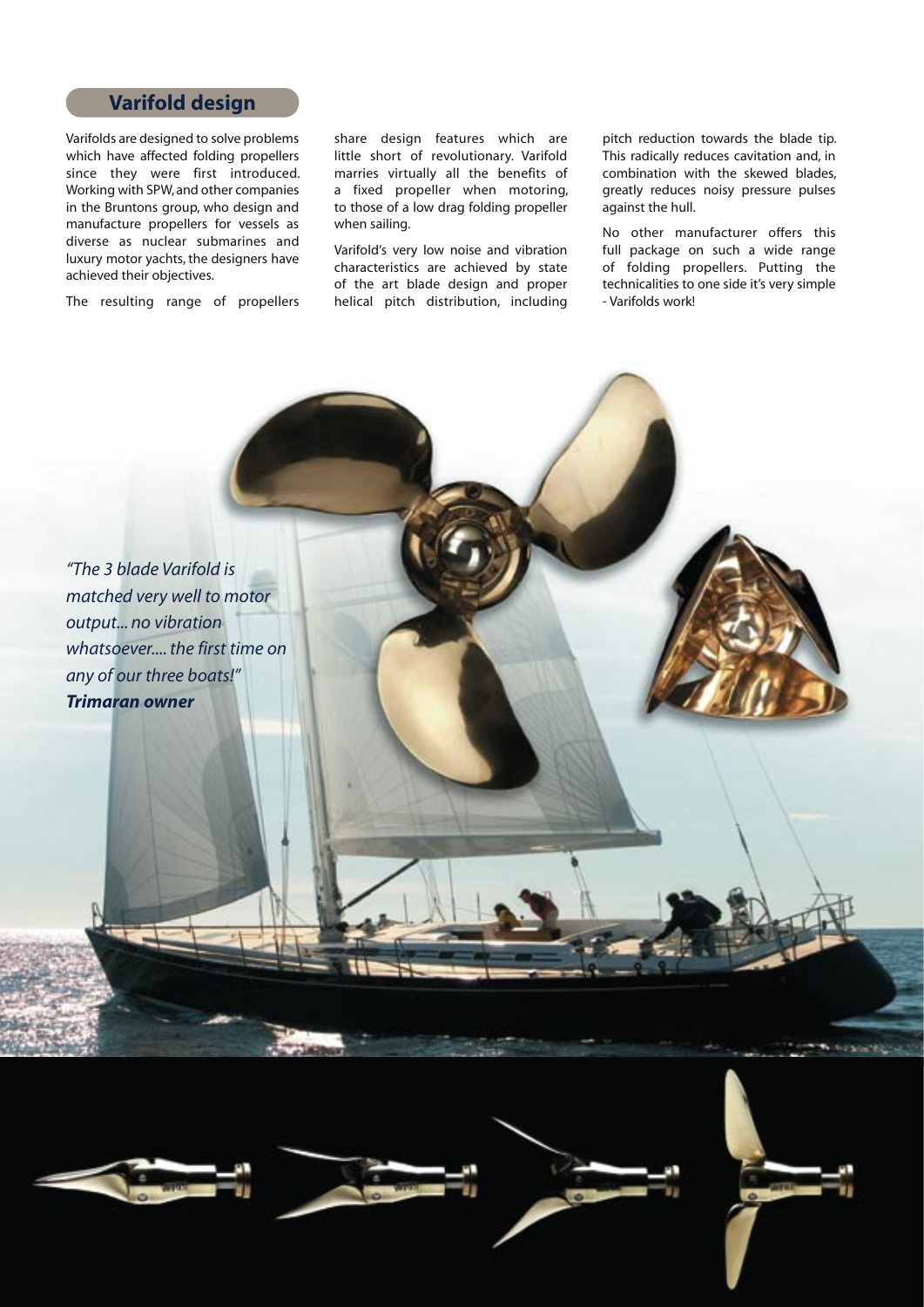## Varifold design

Varifolds are designed to solve problems which have affected folding propellers since they were first introduced. Working with SPW, and other companies in the Bruntons group, who design and manufacture propellers for vessels as diverse as nuclear submarines and luxury motor yachts, the designers have achieved their objectives.

The resulting range of propellers share design features which are little short of revolutionary. Varifold marries virtually all the benefits of a fixed propeller when motoring, to those of a low drag folding propeller when sailing.

Varifold's very low noise and vibration characteristics are achieved by state of the art blade design and proper helical pitch distribution, including pitch reduction towards the blade tip. This radically reduces cavitation and, in combination with the skewed blades, greatly reduces noisy pressure pulses against the hull.

No other manufacturer offers this full package on such a wide range of folding propellers. Putting the technicalities to one side it's very simple - Varifolds work!

*"The 3 blade Varifold is matched very well to motor output... no vibration whatsoever.... the first time on any of our three boats!"*
***Trimaran owner***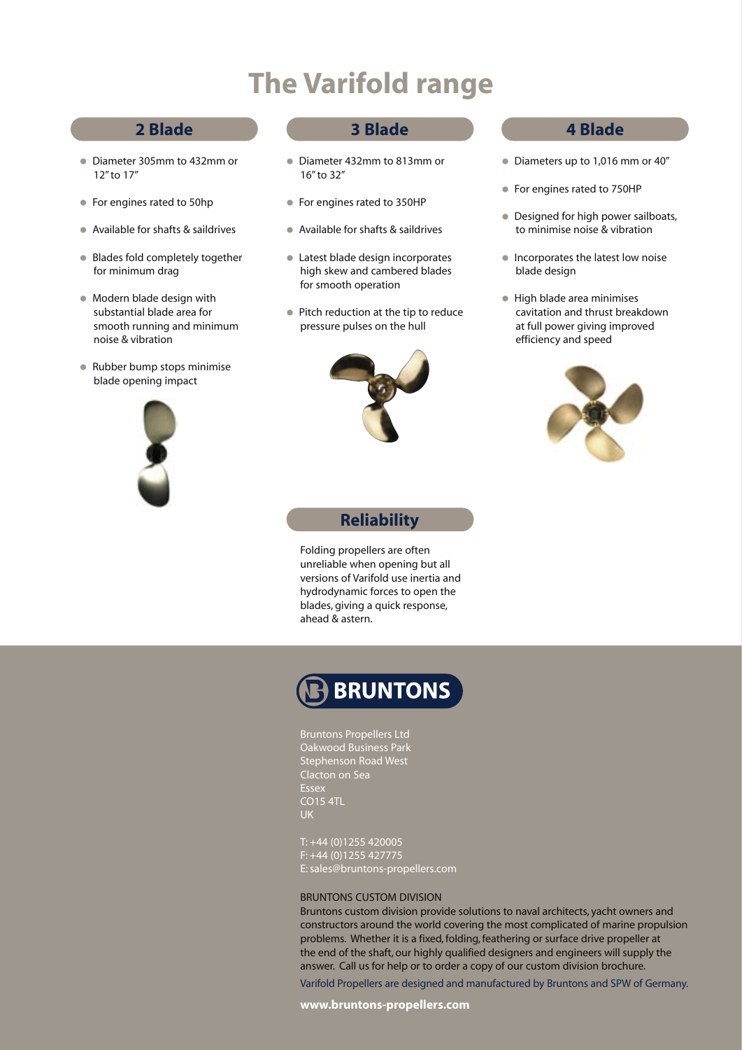# The Varifold range

## 2 Blade

- Diameter 305mm to 432mm or 12" to 17"
- For engines rated to 50hp
- Available for shafts & saildrives
- Blades fold completely together for minimum drag
- Modern blade design with substantial blade area for smooth running and minimum noise & vibration
- Rubber bump stops minimise blade opening impact

## 3 Blade

- Diameter 432mm to 813mm or 16" to 32"
- For engines rated to 350HP
- Available for shafts & saildrives
- Latest blade design incorporates high skew and cambered blades for smooth operation
- Pitch reduction at the tip to reduce pressure pulses on the hull

## 4 Blade

- Diameters up to 1,016 mm or 40"
- For engines rated to 750HP
- Designed for high power sailboats, to minimise noise & vibration
- Incorporates the latest low noise blade design
- High blade area minimises cavitation and thrust breakdown at full power giving improved efficiency and speed

## Reliability

Folding propellers are often unreliable when opening but all versions of Varifold use inertia and hydrodynamic forces to open the blades, giving a quick response, ahead & astern.

**BRUNTONS**

Bruntons Propellers Ltd
Oakwood Business Park
Stephenson Road West
Clacton on Sea
Essex
CO15 4TL
UK

T: +44 (0)1255 420005
F: +44 (0)1255 427775
E: sales@bruntons-propellers.com

BRUNTONS CUSTOM DIVISION
Bruntons custom division provide solutions to naval architects, yacht owners and constructors around the world covering the most complicated of marine propulsion problems. Whether it is a fixed, folding, feathering or surface drive propeller at the end of the shaft, our highly qualified designers and engineers will supply the answer. Call us for help or to order a copy of our custom division brochure.

Varifold Propellers are designed and manufactured by Bruntons and SPW of Germany.

**www.bruntons-propellers.com**